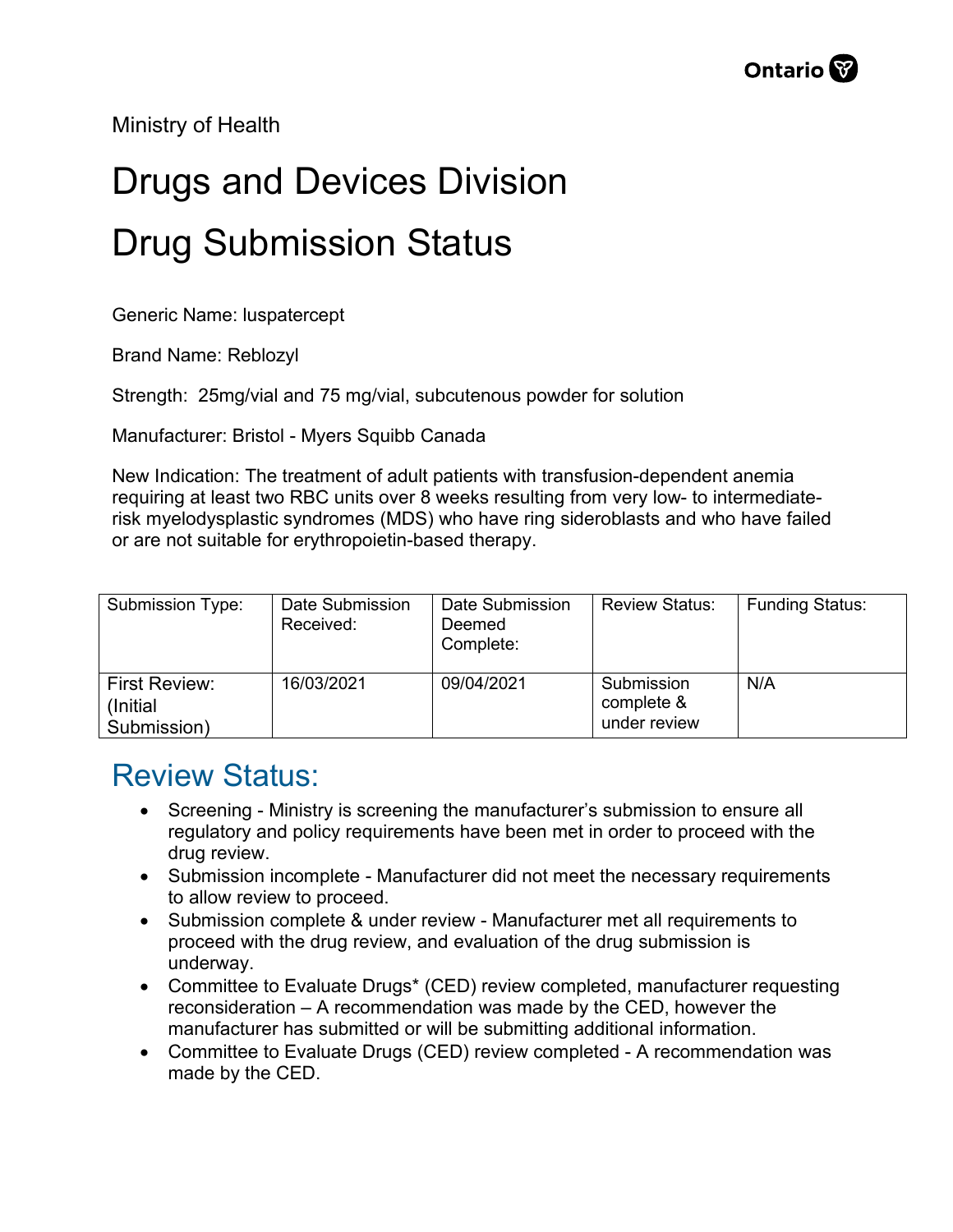Ministry of Health

# Drugs and Devices Division

# Drug Submission Status

Generic Name: luspatercept

Brand Name: Reblozyl

Strength: 25mg/vial and 75 mg/vial, subcutenous powder for solution

Manufacturer: Bristol - Myers Squibb Canada

New Indication: The treatment of adult patients with transfusion-dependent anemia requiring at least two RBC units over 8 weeks resulting from very low- to intermediate-risk myelodysplastic syndromes (MDS) who have ring sideroblasts and who have failed or are not suitable for erythropoietin-based therapy.

| Submission Type: | Date Submission Received: | Date Submission Deemed Complete: | Review Status: | Funding Status: |
|---|---|---|---|---|
| First Review: (Initial Submission) | 16/03/2021 | 09/04/2021 | Submission complete & under review | N/A |

## Review Status:

- Screening - Ministry is screening the manufacturer's submission to ensure all regulatory and policy requirements have been met in order to proceed with the drug review.
- Submission incomplete - Manufacturer did not meet the necessary requirements to allow review to proceed.
- Submission complete & under review - Manufacturer met all requirements to proceed with the drug review, and evaluation of the drug submission is underway.
- Committee to Evaluate Drugs* (CED) review completed, manufacturer requesting reconsideration – A recommendation was made by the CED, however the manufacturer has submitted or will be submitting additional information.
- Committee to Evaluate Drugs (CED) review completed - A recommendation was made by the CED.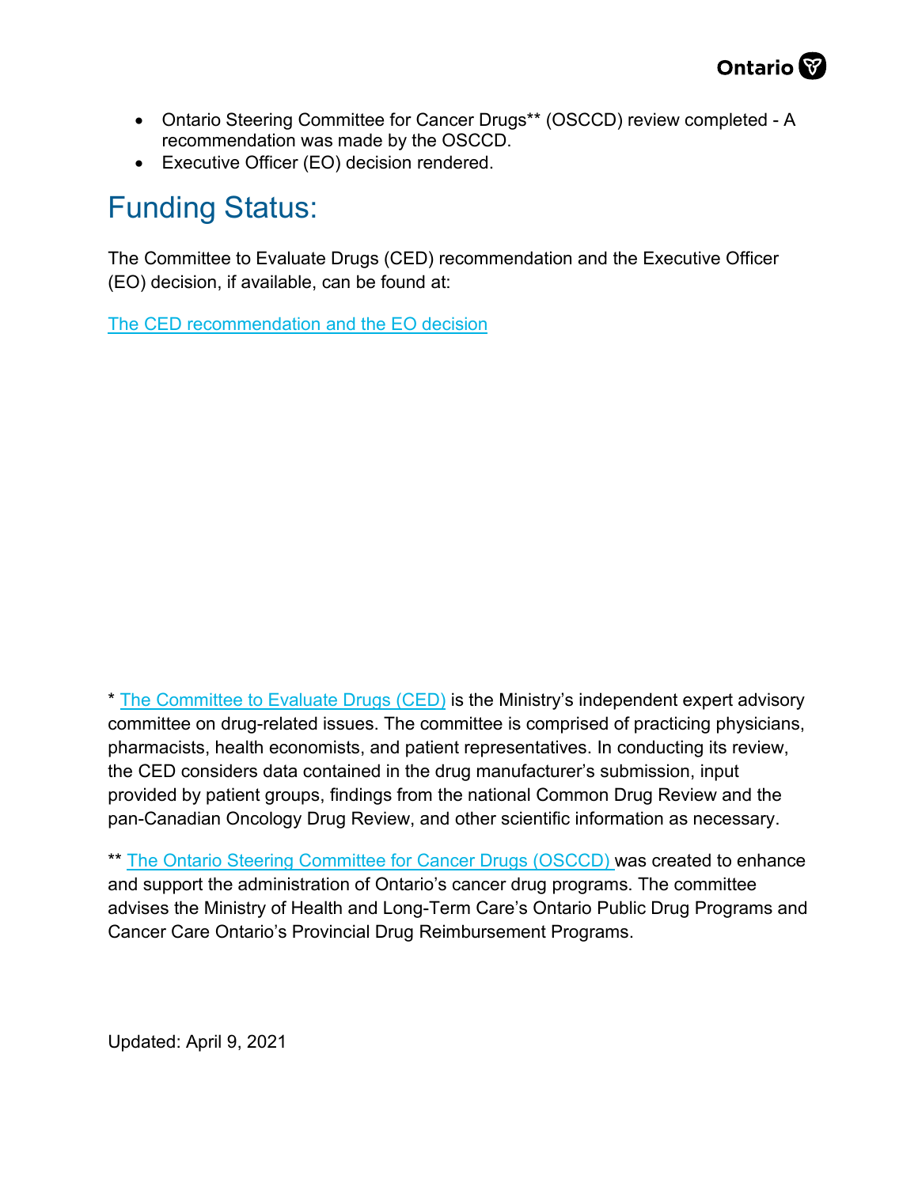- Ontario Steering Committee for Cancer Drugs** (OSCCD) review completed - A recommendation was made by the OSCCD.
- Executive Officer (EO) decision rendered.

## Funding Status:

The Committee to Evaluate Drugs (CED) recommendation and the Executive Officer (EO) decision, if available, can be found at:

[The CED recommendation and the EO decision]

* [The Committee to Evaluate Drugs (CED)] is the Ministry's independent expert advisory committee on drug-related issues. The committee is comprised of practicing physicians, pharmacists, health economists, and patient representatives. In conducting its review, the CED considers data contained in the drug manufacturer's submission, input provided by patient groups, findings from the national Common Drug Review and the pan-Canadian Oncology Drug Review, and other scientific information as necessary.

** [The Ontario Steering Committee for Cancer Drugs (OSCCD)] was created to enhance and support the administration of Ontario's cancer drug programs. The committee advises the Ministry of Health and Long-Term Care's Ontario Public Drug Programs and Cancer Care Ontario's Provincial Drug Reimbursement Programs.

Updated: April 9, 2021